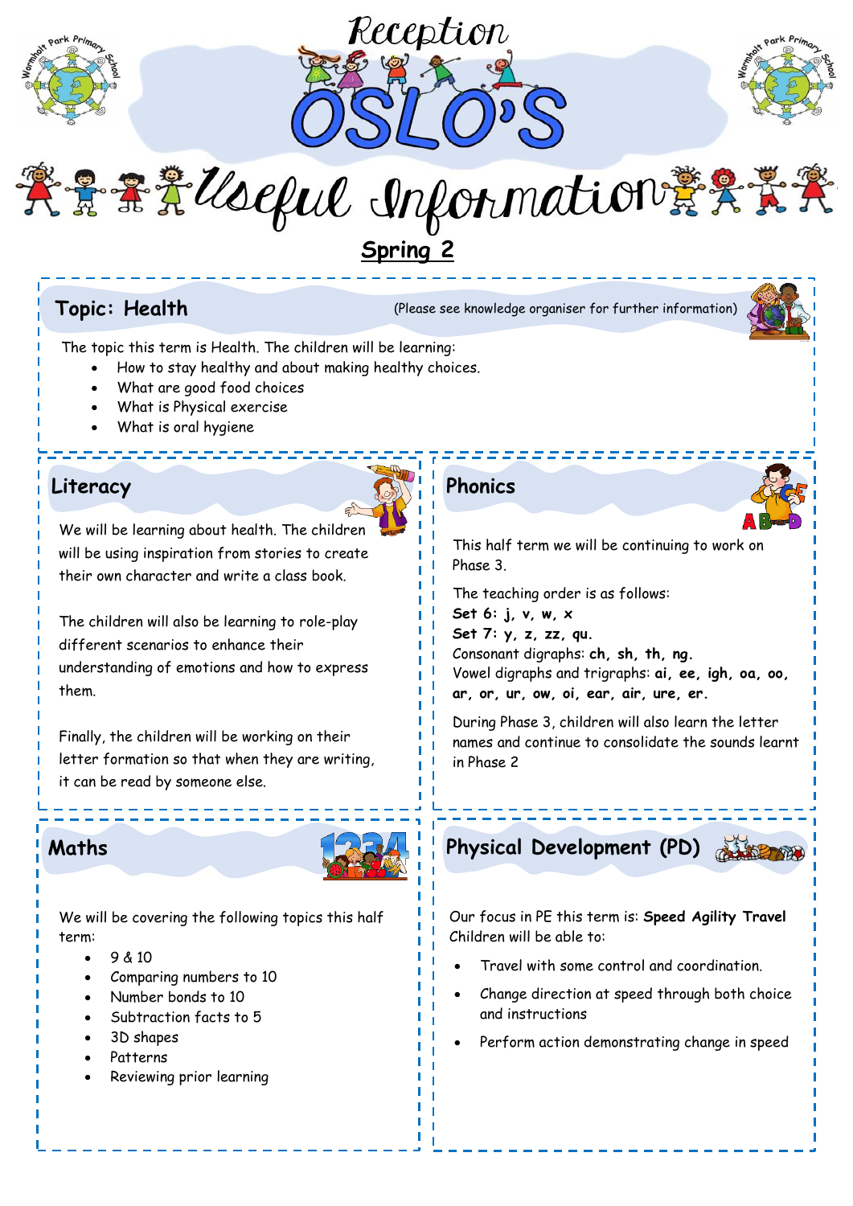# Reception

# OSLO'S

# Useful Information

## Spring 2

## Topic: Health

(Please see knowledge organiser for further information)

The topic this term is Health. The children will be learning:

- How to stay healthy and about making healthy choices.
- What are good food choices
- What is Physical exercise
- What is oral hygiene

## Literacy

We will be learning about health. The children will be using inspiration from stories to create their own character and write a class book.

The children will also be learning to role-play different scenarios to enhance their understanding of emotions and how to express them.

Finally, the children will be working on their letter formation so that when they are writing, it can be read by someone else.

## Phonics

This half term we will be continuing to work on Phase 3.

The teaching order is as follows:
**Set 6: j, v, w, x**
**Set 7: y, z, zz, qu.**
Consonant digraphs: **ch, sh, th, ng.**
Vowel digraphs and trigraphs: **ai, ee, igh, oa, oo, ar, or, ur, ow, oi, ear, air, ure, er.**

During Phase 3, children will also learn the letter names and continue to consolidate the sounds learnt in Phase 2

## Maths

We will be covering the following topics this half term:

- 9 & 10
- Comparing numbers to 10
- Number bonds to 10
- Subtraction facts to 5
- 3D shapes
- Patterns
- Reviewing prior learning

## Physical Development (PD)

Our focus in PE this term is: **Speed Agility Travel**
Children will be able to:

- Travel with some control and coordination.
- Change direction at speed through both choice and instructions
- Perform action demonstrating change in speed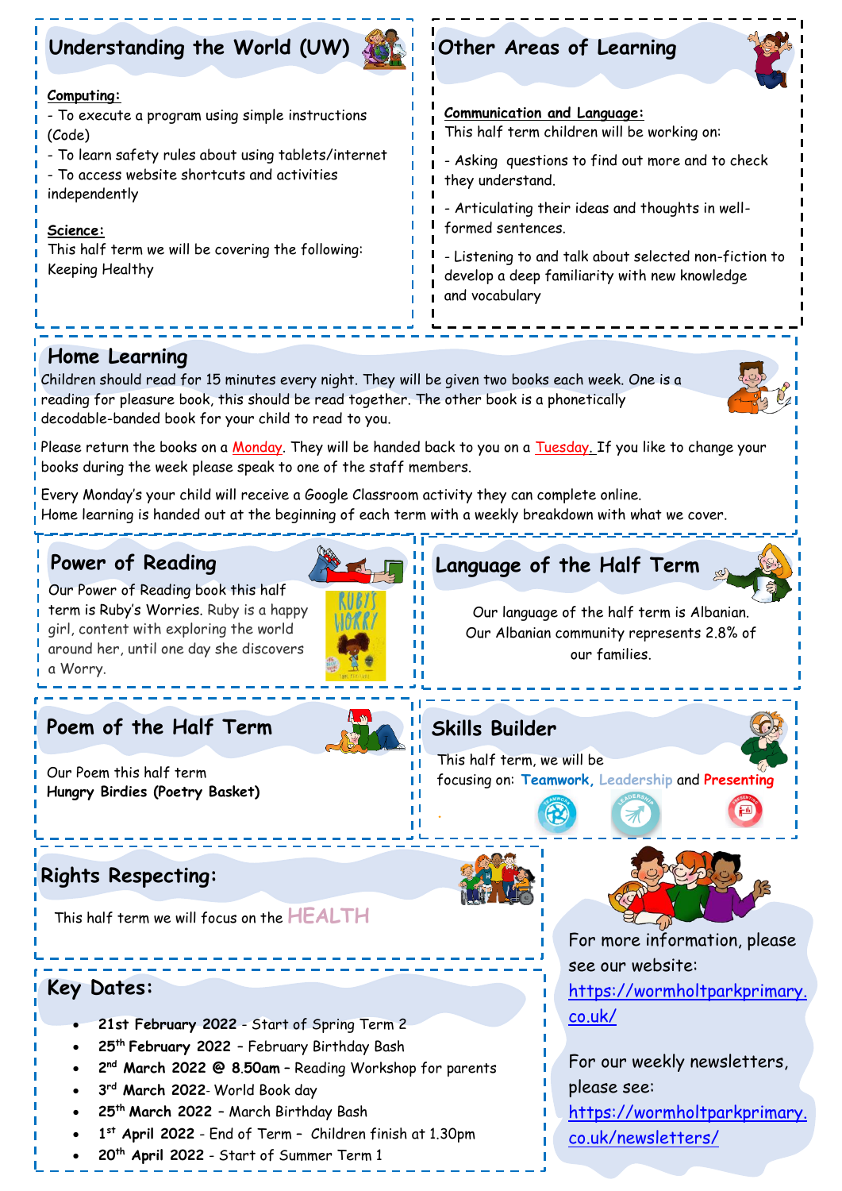## Understanding the World (UW)

**Computing:**

- To execute a program using simple instructions (Code)
- To learn safety rules about using tablets/internet
- To access website shortcuts and activities independently

**Science:**

This half term we will be covering the following: Keeping Healthy

## Other Areas of Learning

**Communication and Language:**

This half term children will be working on:

- Asking questions to find out more and to check they understand.
- Articulating their ideas and thoughts in well-formed sentences.
- Listening to and talk about selected non-fiction to develop a deep familiarity with new knowledge and vocabulary

## Home Learning

Children should read for 15 minutes every night. They will be given two books each week. One is a reading for pleasure book, this should be read together. The other book is a phonetically decodable-banded book for your child to read to you.

Please return the books on a Monday. They will be handed back to you on a Tuesday. If you like to change your books during the week please speak to one of the staff members.

Every Monday's your child will receive a Google Classroom activity they can complete online.
Home learning is handed out at the beginning of each term with a weekly breakdown with what we cover.

## Power of Reading

Our Power of Reading book this half term is Ruby's Worries. Ruby is a happy girl, content with exploring the world around her, until one day she discovers a Worry.

## Language of the Half Term

Our language of the half term is Albanian.
Our Albanian community represents 2.8% of our families.

## Poem of the Half Term

Our Poem this half term
**Hungry Birdies (Poetry Basket)**

## Skills Builder

This half term, we will be focusing on: **Teamwork**, **Leadership** and **Presenting**

## Rights Respecting:

This half term we will focus on the HEALTH

## Key Dates:

- **21st February 2022** - Start of Spring Term 2
- **25th February 2022** – February Birthday Bash
- **2nd March 2022 @ 8.50am** – Reading Workshop for parents
- **3rd March 2022**- World Book day
- **25th March 2022** – March Birthday Bash
- **1st April 2022** - End of Term – Children finish at 1.30pm
- **20th April 2022** - Start of Summer Term 1

For more information, please see our website: https://wormholtparkprimary.co.uk/

For our weekly newsletters, please see: https://wormholtparkprimary.co.uk/newsletters/